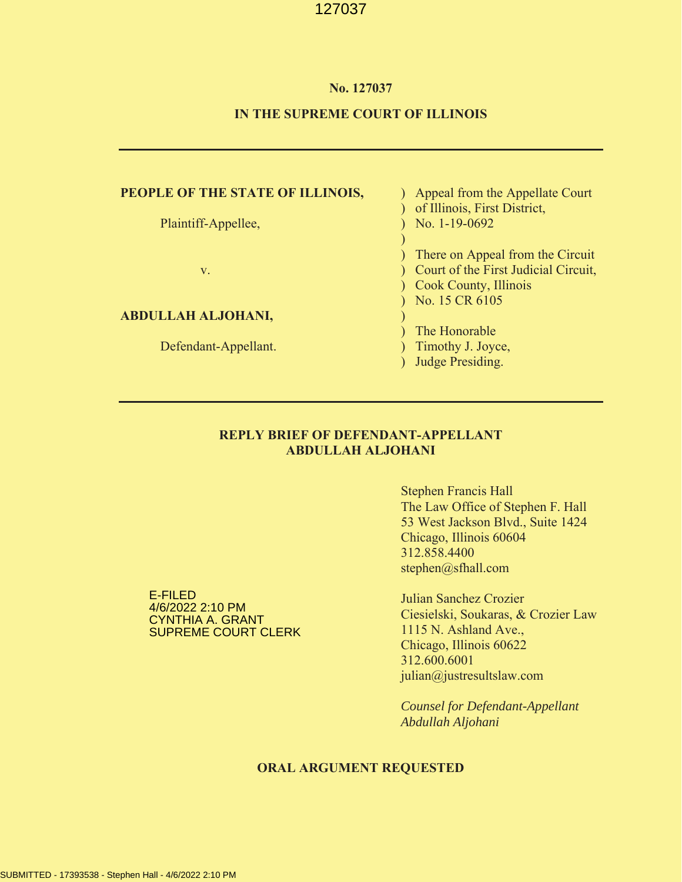**No. 127037**

**IN THE SUPREME COURT OF ILLINOIS**

---

| | |
|---|---|
| **PEOPLE OF THE STATE OF ILLINOIS,** | ) Appeal from the Appellate Court |
| | ) of Illinois, First District, |
| Plaintiff-Appellee, | ) No. 1-19-0692 |
| | ) |
| | ) There on Appeal from the Circuit |
| v. | ) Court of the First Judicial Circuit, |
| | ) Cook County, Illinois |
| | ) No. 15 CR 6105 |
| **ABDULLAH ALJOHANI,** | ) |
| | ) The Honorable |
| Defendant-Appellant. | ) Timothy J. Joyce, |
| | ) Judge Presiding. |

---

**REPLY BRIEF OF DEFENDANT-APPELLANT ABDULLAH ALJOHANI**

E-FILED
4/6/2022 2:10 PM
CYNTHIA A. GRANT
SUPREME COURT CLERK

Stephen Francis Hall
The Law Office of Stephen F. Hall
53 West Jackson Blvd., Suite 1424
Chicago, Illinois 60604
312.858.4400
stephen@sfhall.com

Julian Sanchez Crozier
Ciesielski, Soukaras, & Crozier Law
1115 N. Ashland Ave.,
Chicago, Illinois 60622
312.600.6001
julian@justresultslaw.com

*Counsel for Defendant-Appellant Abdullah Aljohani*

**ORAL ARGUMENT REQUESTED**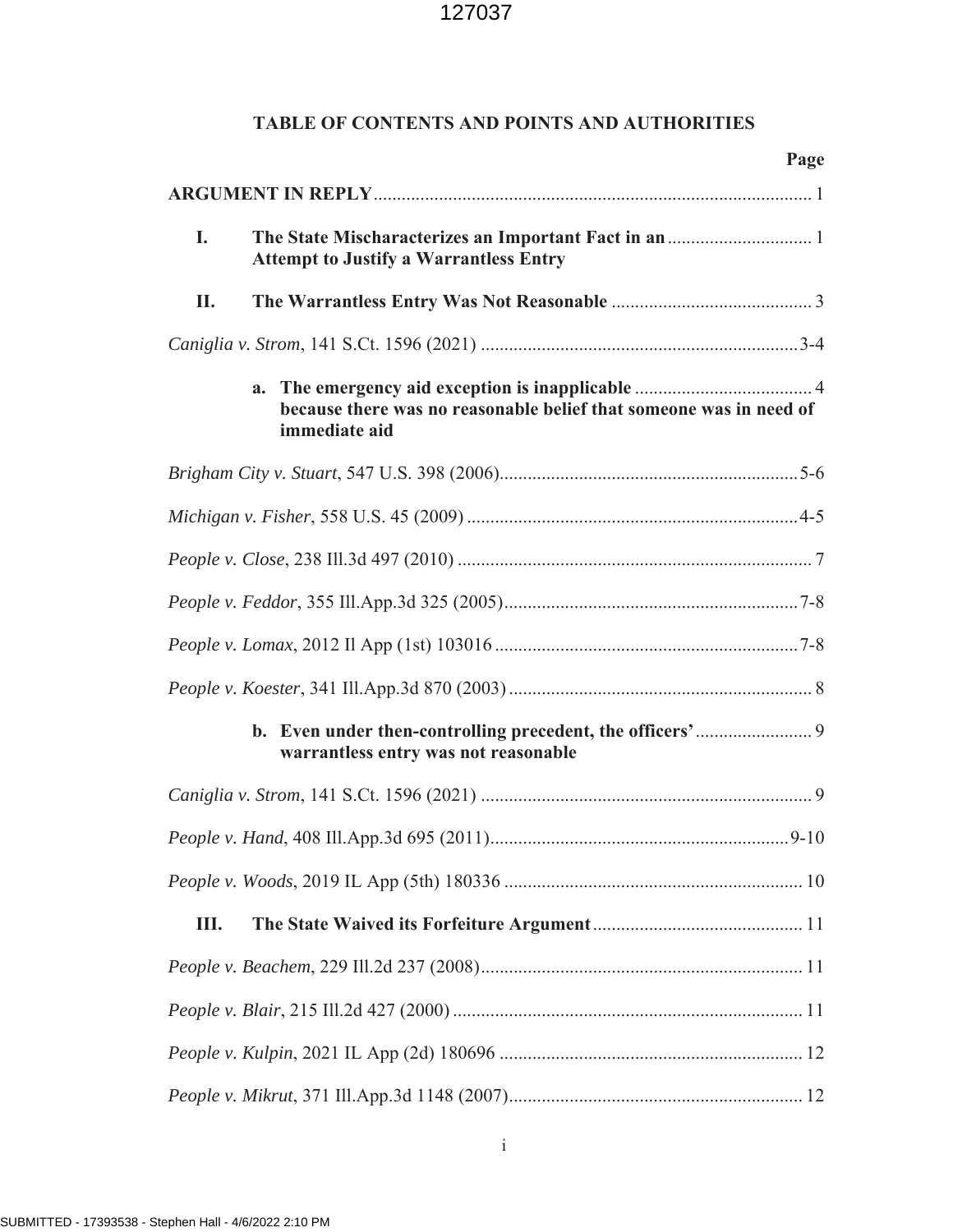**TABLE OF CONTENTS AND POINTS AND AUTHORITIES**

| | Page |
|---|---|
| **ARGUMENT IN REPLY** | 1 |
| **I. The State Mischaracterizes an Important Fact in an Attempt to Justify a Warrantless Entry** | 1 |
| **II. The Warrantless Entry Was Not Reasonable** | 3 |
| *Caniglia v. Strom*, 141 S.Ct. 1596 (2021) | 3-4 |
| **a. The emergency aid exception is inapplicable because there was no reasonable belief that someone was in need of immediate aid** | 4 |
| *Brigham City v. Stuart*, 547 U.S. 398 (2006) | 5-6 |
| *Michigan v. Fisher*, 558 U.S. 45 (2009) | 4-5 |
| *People v. Close*, 238 Ill.3d 497 (2010) | 7 |
| *People v. Feddor*, 355 Ill.App.3d 325 (2005) | 7-8 |
| *People v. Lomax*, 2012 Il App (1st) 103016 | 7-8 |
| *People v. Koester*, 341 Ill.App.3d 870 (2003) | 8 |
| **b. Even under then-controlling precedent, the officers' warrantless entry was not reasonable** | 9 |
| *Caniglia v. Strom*, 141 S.Ct. 1596 (2021) | 9 |
| *People v. Hand*, 408 Ill.App.3d 695 (2011) | 9-10 |
| *People v. Woods*, 2019 IL App (5th) 180336 | 10 |
| **III. The State Waived its Forfeiture Argument** | 11 |
| *People v. Beachem*, 229 Ill.2d 237 (2008) | 11 |
| *People v. Blair*, 215 Ill.2d 427 (2000) | 11 |
| *People v. Kulpin*, 2021 IL App (2d) 180696 | 12 |
| *People v. Mikrut*, 371 Ill.App.3d 1148 (2007) | 12 |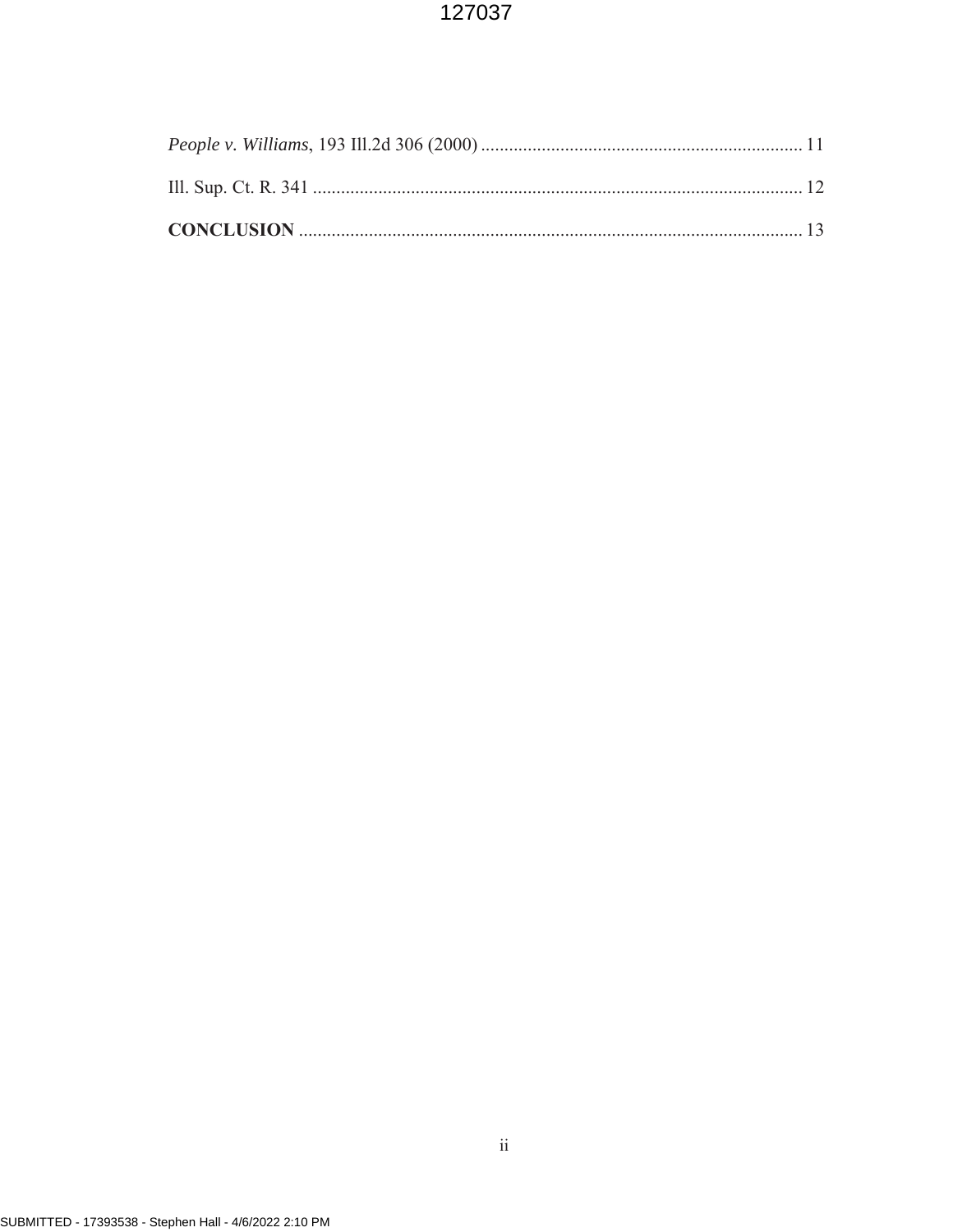*People v. Williams*, 193 Ill.2d 306 (2000) .................................................................... 11

Ill. Sup. Ct. R. 341 ........................................................................................................ 12

**CONCLUSION** ........................................................................................................... 13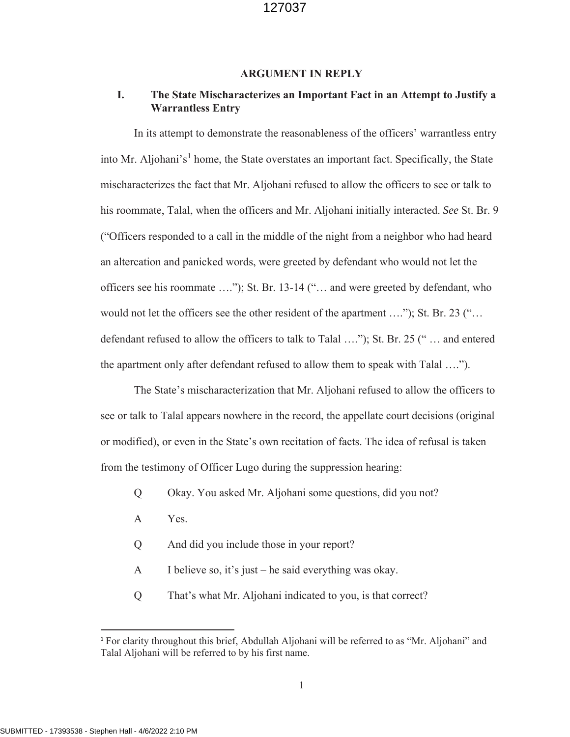## ARGUMENT IN REPLY

### I. The State Mischaracterizes an Important Fact in an Attempt to Justify a Warrantless Entry

In its attempt to demonstrate the reasonableness of the officers' warrantless entry into Mr. Aljohani's[1] home, the State overstates an important fact. Specifically, the State mischaracterizes the fact that Mr. Aljohani refused to allow the officers to see or talk to his roommate, Talal, when the officers and Mr. Aljohani initially interacted. *See* St. Br. 9 ("Officers responded to a call in the middle of the night from a neighbor who had heard an altercation and panicked words, were greeted by defendant who would not let the officers see his roommate …."); St. Br. 13-14 ("… and were greeted by defendant, who would not let the officers see the other resident of the apartment …."); St. Br. 23 ("… defendant refused to allow the officers to talk to Talal …."); St. Br. 25 (" … and entered the apartment only after defendant refused to allow them to speak with Talal ….").

The State's mischaracterization that Mr. Aljohani refused to allow the officers to see or talk to Talal appears nowhere in the record, the appellate court decisions (original or modified), or even in the State's own recitation of facts. The idea of refusal is taken from the testimony of Officer Lugo during the suppression hearing:

> Q Okay. You asked Mr. Aljohani some questions, did you not?
>
> A Yes.
>
> Q And did you include those in your report?
>
> A I believe so, it's just – he said everything was okay.
>
> Q That's what Mr. Aljohani indicated to you, is that correct?

[1] For clarity throughout this brief, Abdullah Aljohani will be referred to as "Mr. Aljohani" and Talal Aljohani will be referred to by his first name.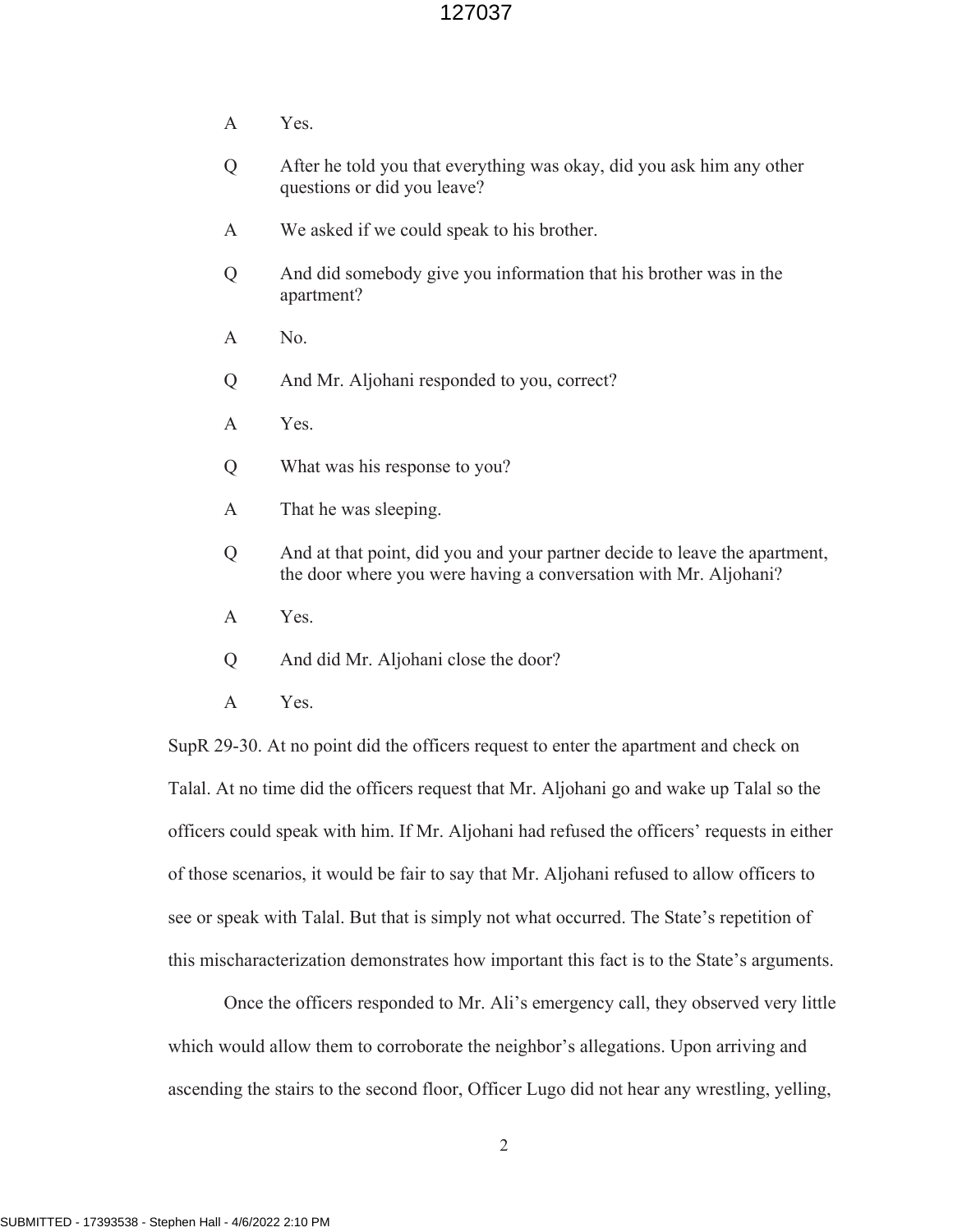A Yes.

Q After he told you that everything was okay, did you ask him any other questions or did you leave?

A We asked if we could speak to his brother.

Q And did somebody give you information that his brother was in the apartment?

A No.

Q And Mr. Aljohani responded to you, correct?

A Yes.

Q What was his response to you?

A That he was sleeping.

Q And at that point, did you and your partner decide to leave the apartment, the door where you were having a conversation with Mr. Aljohani?

A Yes.

Q And did Mr. Aljohani close the door?

A Yes.

SupR 29-30. At no point did the officers request to enter the apartment and check on Talal. At no time did the officers request that Mr. Aljohani go and wake up Talal so the officers could speak with him. If Mr. Aljohani had refused the officers' requests in either of those scenarios, it would be fair to say that Mr. Aljohani refused to allow officers to see or speak with Talal. But that is simply not what occurred. The State's repetition of this mischaracterization demonstrates how important this fact is to the State's arguments.

Once the officers responded to Mr. Ali's emergency call, they observed very little which would allow them to corroborate the neighbor's allegations. Upon arriving and ascending the stairs to the second floor, Officer Lugo did not hear any wrestling, yelling,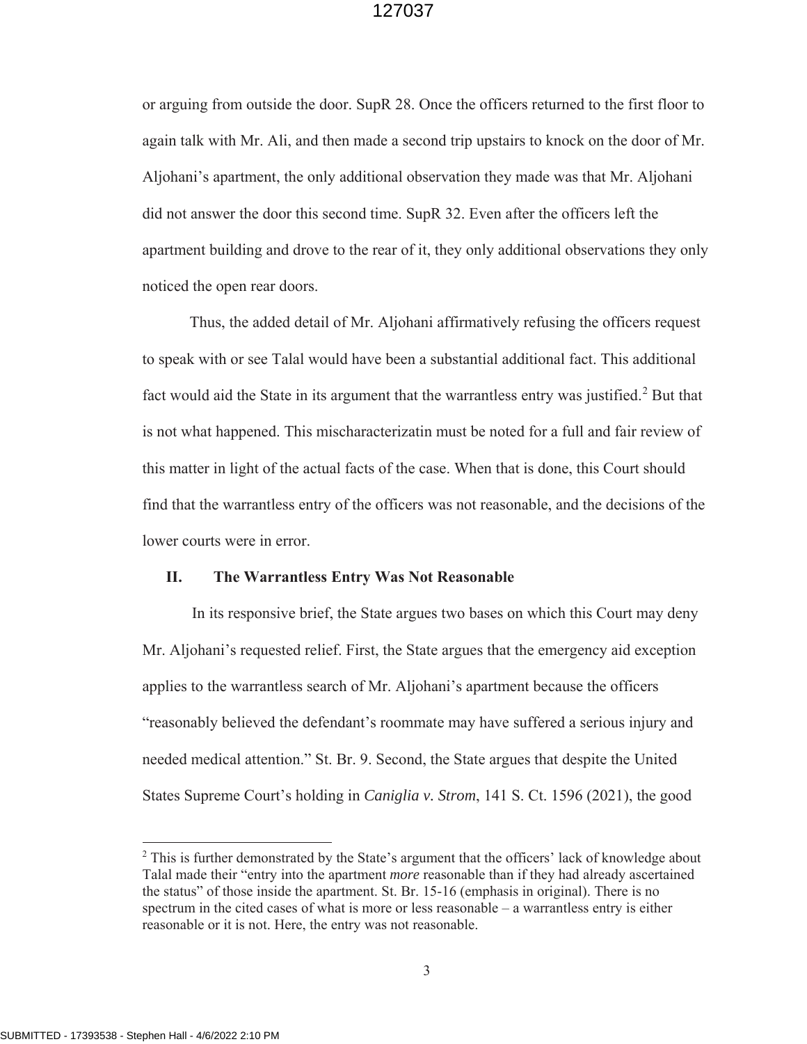or arguing from outside the door. SupR 28. Once the officers returned to the first floor to again talk with Mr. Ali, and then made a second trip upstairs to knock on the door of Mr. Aljohani's apartment, the only additional observation they made was that Mr. Aljohani did not answer the door this second time. SupR 32. Even after the officers left the apartment building and drove to the rear of it, they only additional observations they only noticed the open rear doors.

Thus, the added detail of Mr. Aljohani affirmatively refusing the officers request to speak with or see Talal would have been a substantial additional fact. This additional fact would aid the State in its argument that the warrantless entry was justified.[2] But that is not what happened. This mischaracterizatin must be noted for a full and fair review of this matter in light of the actual facts of the case. When that is done, this Court should find that the warrantless entry of the officers was not reasonable, and the decisions of the lower courts were in error.

## II. The Warrantless Entry Was Not Reasonable

In its responsive brief, the State argues two bases on which this Court may deny Mr. Aljohani's requested relief. First, the State argues that the emergency aid exception applies to the warrantless search of Mr. Aljohani's apartment because the officers "reasonably believed the defendant's roommate may have suffered a serious injury and needed medical attention." St. Br. 9. Second, the State argues that despite the United States Supreme Court's holding in *Caniglia v. Strom*, 141 S. Ct. 1596 (2021), the good

---

[2] This is further demonstrated by the State's argument that the officers' lack of knowledge about Talal made their "entry into the apartment *more* reasonable than if they had already ascertained the status" of those inside the apartment. St. Br. 15-16 (emphasis in original). There is no spectrum in the cited cases of what is more or less reasonable – a warrantless entry is either reasonable or it is not. Here, the entry was not reasonable.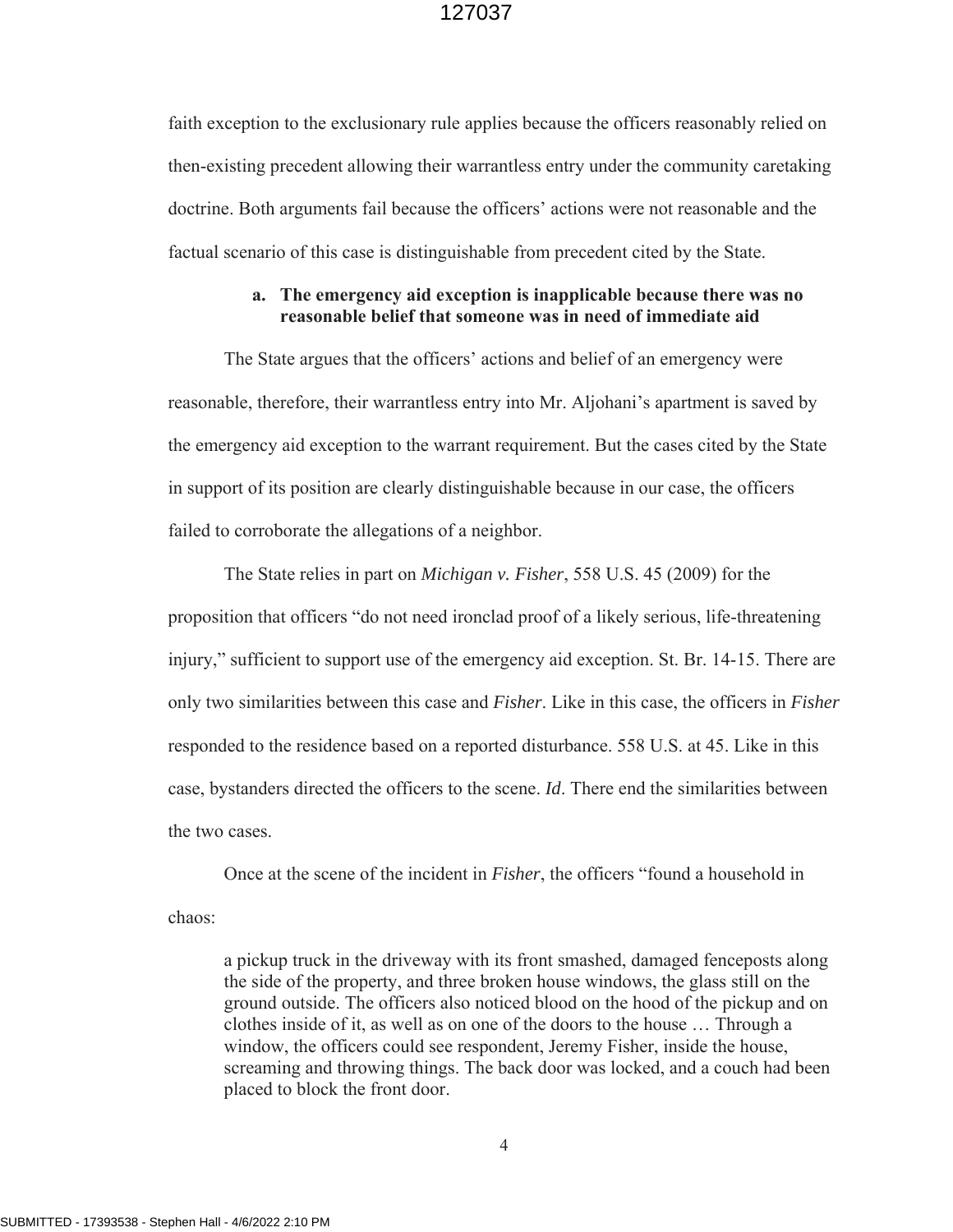faith exception to the exclusionary rule applies because the officers reasonably relied on then-existing precedent allowing their warrantless entry under the community caretaking doctrine. Both arguments fail because the officers' actions were not reasonable and the factual scenario of this case is distinguishable from precedent cited by the State.

**a. The emergency aid exception is inapplicable because there was no reasonable belief that someone was in need of immediate aid**

The State argues that the officers' actions and belief of an emergency were reasonable, therefore, their warrantless entry into Mr. Aljohani's apartment is saved by the emergency aid exception to the warrant requirement. But the cases cited by the State in support of its position are clearly distinguishable because in our case, the officers failed to corroborate the allegations of a neighbor.

The State relies in part on *Michigan v. Fisher*, 558 U.S. 45 (2009) for the proposition that officers "do not need ironclad proof of a likely serious, life-threatening injury," sufficient to support use of the emergency aid exception. St. Br. 14-15. There are only two similarities between this case and *Fisher*. Like in this case, the officers in *Fisher* responded to the residence based on a reported disturbance. 558 U.S. at 45. Like in this case, bystanders directed the officers to the scene. *Id*. There end the similarities between the two cases.

Once at the scene of the incident in *Fisher*, the officers "found a household in chaos:

> a pickup truck in the driveway with its front smashed, damaged fenceposts along the side of the property, and three broken house windows, the glass still on the ground outside. The officers also noticed blood on the hood of the pickup and on clothes inside of it, as well as on one of the doors to the house … Through a window, the officers could see respondent, Jeremy Fisher, inside the house, screaming and throwing things. The back door was locked, and a couch had been placed to block the front door.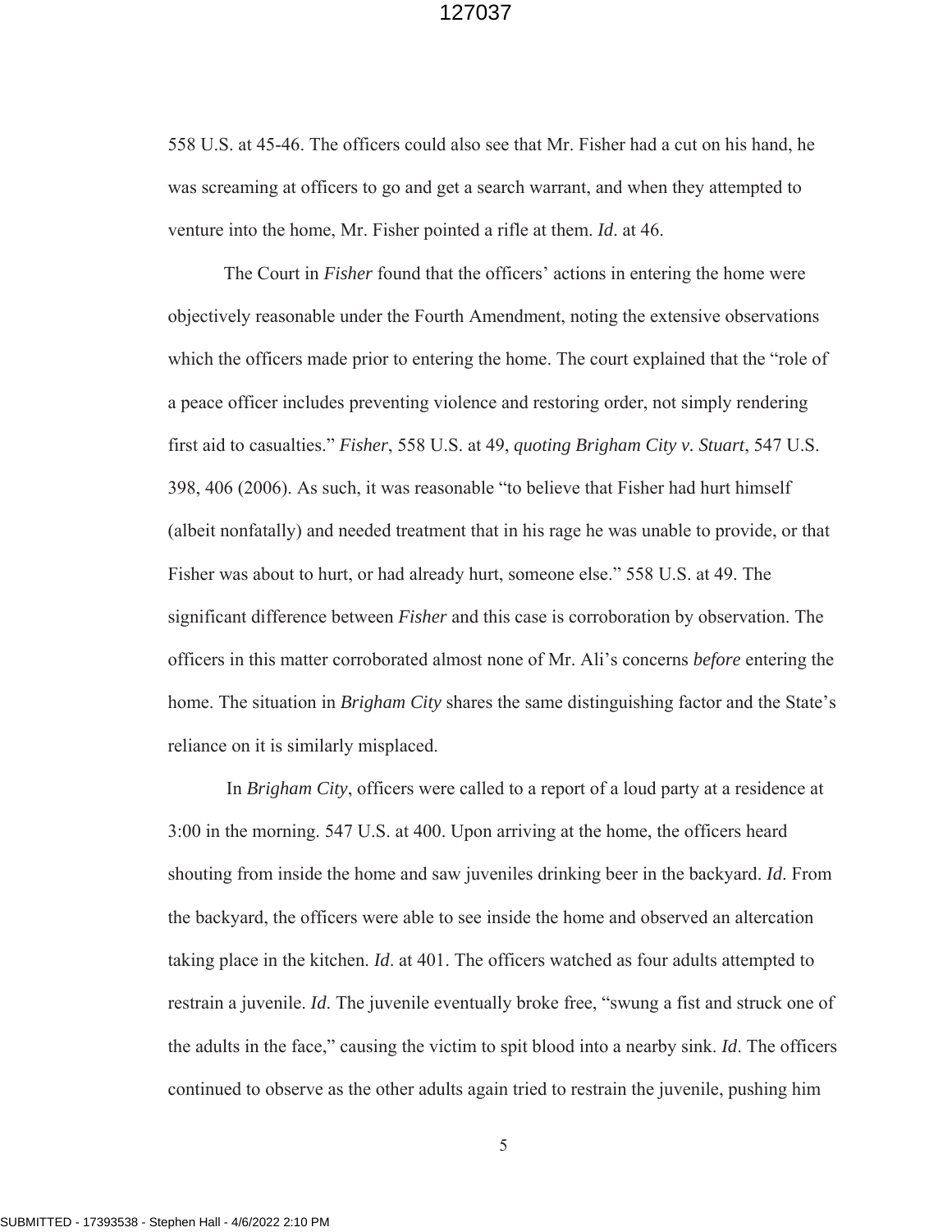558 U.S. at 45-46. The officers could also see that Mr. Fisher had a cut on his hand, he was screaming at officers to go and get a search warrant, and when they attempted to venture into the home, Mr. Fisher pointed a rifle at them. *Id*. at 46.

The Court in *Fisher* found that the officers' actions in entering the home were objectively reasonable under the Fourth Amendment, noting the extensive observations which the officers made prior to entering the home. The court explained that the "role of a peace officer includes preventing violence and restoring order, not simply rendering first aid to casualties." *Fisher*, 558 U.S. at 49, *quoting Brigham City v. Stuart*, 547 U.S. 398, 406 (2006). As such, it was reasonable "to believe that Fisher had hurt himself (albeit nonfatally) and needed treatment that in his rage he was unable to provide, or that Fisher was about to hurt, or had already hurt, someone else." 558 U.S. at 49. The significant difference between *Fisher* and this case is corroboration by observation. The officers in this matter corroborated almost none of Mr. Ali's concerns *before* entering the home. The situation in *Brigham City* shares the same distinguishing factor and the State's reliance on it is similarly misplaced.

In *Brigham City*, officers were called to a report of a loud party at a residence at 3:00 in the morning. 547 U.S. at 400. Upon arriving at the home, the officers heard shouting from inside the home and saw juveniles drinking beer in the backyard. *Id*. From the backyard, the officers were able to see inside the home and observed an altercation taking place in the kitchen. *Id*. at 401. The officers watched as four adults attempted to restrain a juvenile. *Id*. The juvenile eventually broke free, "swung a fist and struck one of the adults in the face," causing the victim to spit blood into a nearby sink. *Id*. The officers continued to observe as the other adults again tried to restrain the juvenile, pushing him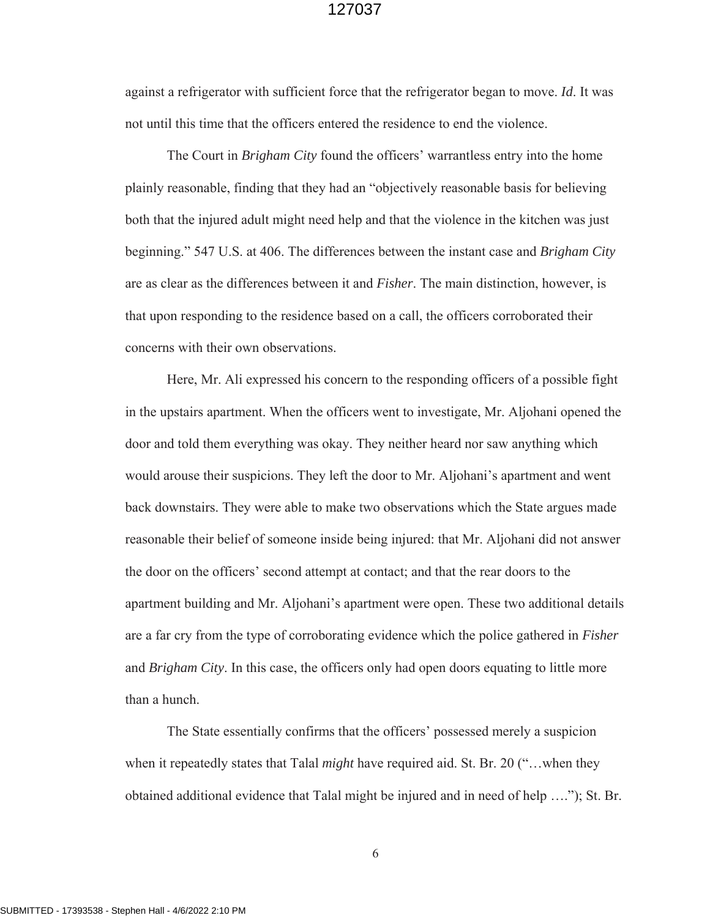against a refrigerator with sufficient force that the refrigerator began to move. *Id*. It was not until this time that the officers entered the residence to end the violence.

The Court in *Brigham City* found the officers' warrantless entry into the home plainly reasonable, finding that they had an "objectively reasonable basis for believing both that the injured adult might need help and that the violence in the kitchen was just beginning." 547 U.S. at 406. The differences between the instant case and *Brigham City* are as clear as the differences between it and *Fisher*. The main distinction, however, is that upon responding to the residence based on a call, the officers corroborated their concerns with their own observations.

Here, Mr. Ali expressed his concern to the responding officers of a possible fight in the upstairs apartment. When the officers went to investigate, Mr. Aljohani opened the door and told them everything was okay. They neither heard nor saw anything which would arouse their suspicions. They left the door to Mr. Aljohani's apartment and went back downstairs. They were able to make two observations which the State argues made reasonable their belief of someone inside being injured: that Mr. Aljohani did not answer the door on the officers' second attempt at contact; and that the rear doors to the apartment building and Mr. Aljohani's apartment were open. These two additional details are a far cry from the type of corroborating evidence which the police gathered in *Fisher* and *Brigham City*. In this case, the officers only had open doors equating to little more than a hunch.

The State essentially confirms that the officers' possessed merely a suspicion when it repeatedly states that Talal *might* have required aid. St. Br. 20 ("…when they obtained additional evidence that Talal might be injured and in need of help ….."); St. Br.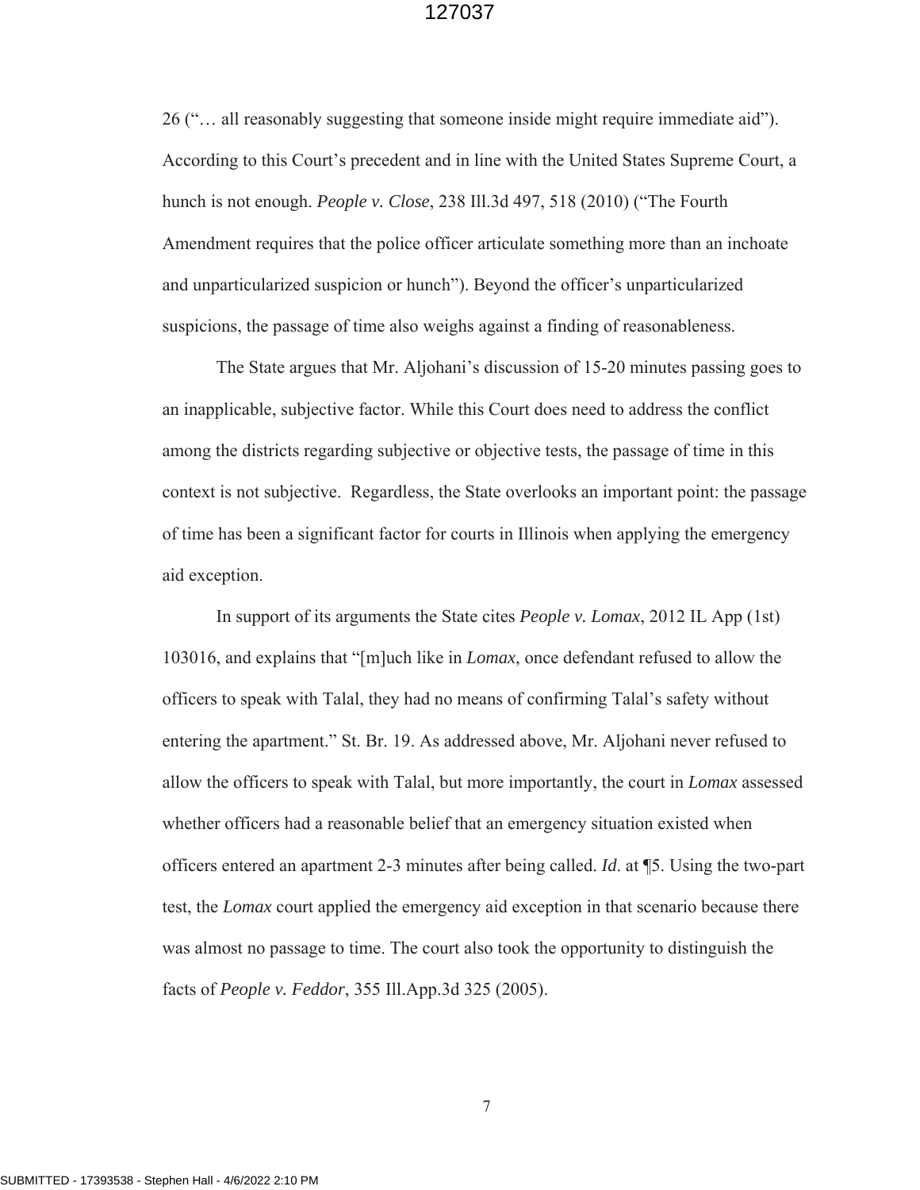26 ("… all reasonably suggesting that someone inside might require immediate aid"). According to this Court's precedent and in line with the United States Supreme Court, a hunch is not enough. *People v. Close*, 238 Ill.3d 497, 518 (2010) ("The Fourth Amendment requires that the police officer articulate something more than an inchoate and unparticularized suspicion or hunch"). Beyond the officer's unparticularized suspicions, the passage of time also weighs against a finding of reasonableness.

The State argues that Mr. Aljohani's discussion of 15-20 minutes passing goes to an inapplicable, subjective factor. While this Court does need to address the conflict among the districts regarding subjective or objective tests, the passage of time in this context is not subjective. Regardless, the State overlooks an important point: the passage of time has been a significant factor for courts in Illinois when applying the emergency aid exception.

In support of its arguments the State cites *People v. Lomax*, 2012 IL App (1st) 103016, and explains that "[m]uch like in *Lomax*, once defendant refused to allow the officers to speak with Talal, they had no means of confirming Talal's safety without entering the apartment." St. Br. 19. As addressed above, Mr. Aljohani never refused to allow the officers to speak with Talal, but more importantly, the court in *Lomax* assessed whether officers had a reasonable belief that an emergency situation existed when officers entered an apartment 2-3 minutes after being called. *Id*. at ¶5. Using the two-part test, the *Lomax* court applied the emergency aid exception in that scenario because there was almost no passage to time. The court also took the opportunity to distinguish the facts of *People v. Feddor*, 355 Ill.App.3d 325 (2005).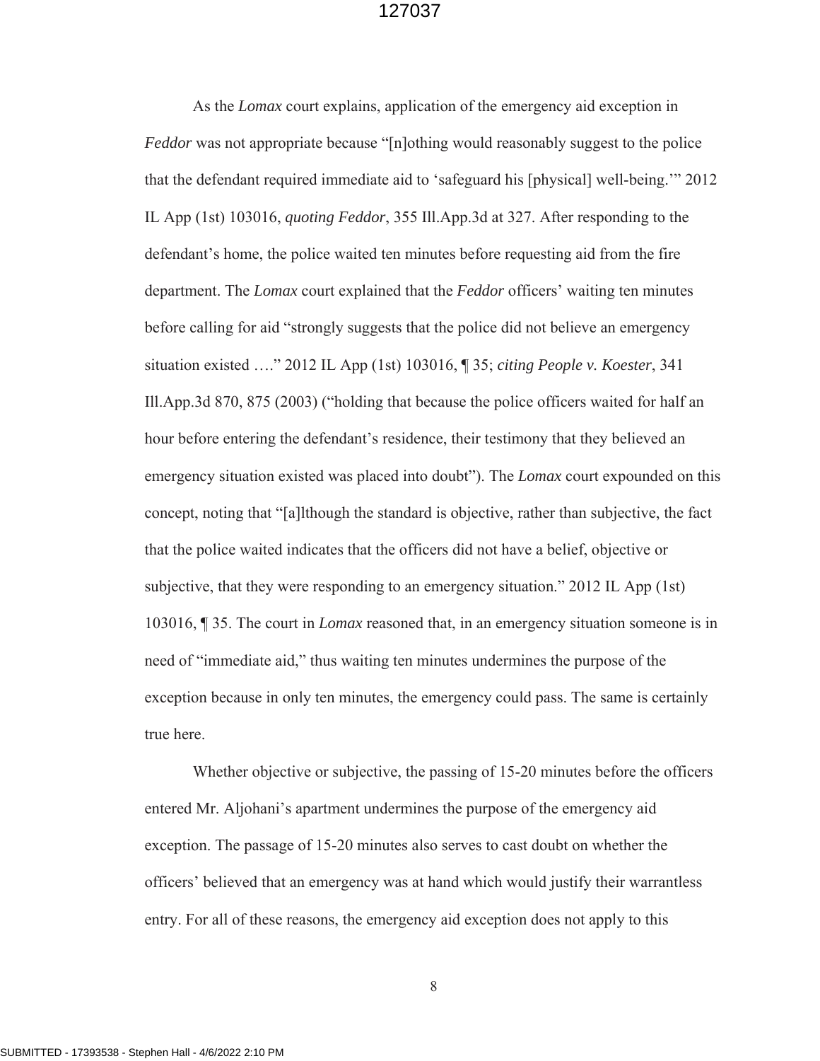As the *Lomax* court explains, application of the emergency aid exception in *Feddor* was not appropriate because "[n]othing would reasonably suggest to the police that the defendant required immediate aid to 'safeguard his [physical] well-being.'" 2012 IL App (1st) 103016, *quoting Feddor*, 355 Ill.App.3d at 327. After responding to the defendant's home, the police waited ten minutes before requesting aid from the fire department. The *Lomax* court explained that the *Feddor* officers' waiting ten minutes before calling for aid "strongly suggests that the police did not believe an emergency situation existed …." 2012 IL App (1st) 103016, ¶ 35; *citing People v. Koester*, 341 Ill.App.3d 870, 875 (2003) ("holding that because the police officers waited for half an hour before entering the defendant's residence, their testimony that they believed an emergency situation existed was placed into doubt"). The *Lomax* court expounded on this concept, noting that "[a]lthough the standard is objective, rather than subjective, the fact that the police waited indicates that the officers did not have a belief, objective or subjective, that they were responding to an emergency situation." 2012 IL App (1st) 103016, ¶ 35. The court in *Lomax* reasoned that, in an emergency situation someone is in need of "immediate aid," thus waiting ten minutes undermines the purpose of the exception because in only ten minutes, the emergency could pass. The same is certainly true here.

Whether objective or subjective, the passing of 15-20 minutes before the officers entered Mr. Aljohani's apartment undermines the purpose of the emergency aid exception. The passage of 15-20 minutes also serves to cast doubt on whether the officers' believed that an emergency was at hand which would justify their warrantless entry. For all of these reasons, the emergency aid exception does not apply to this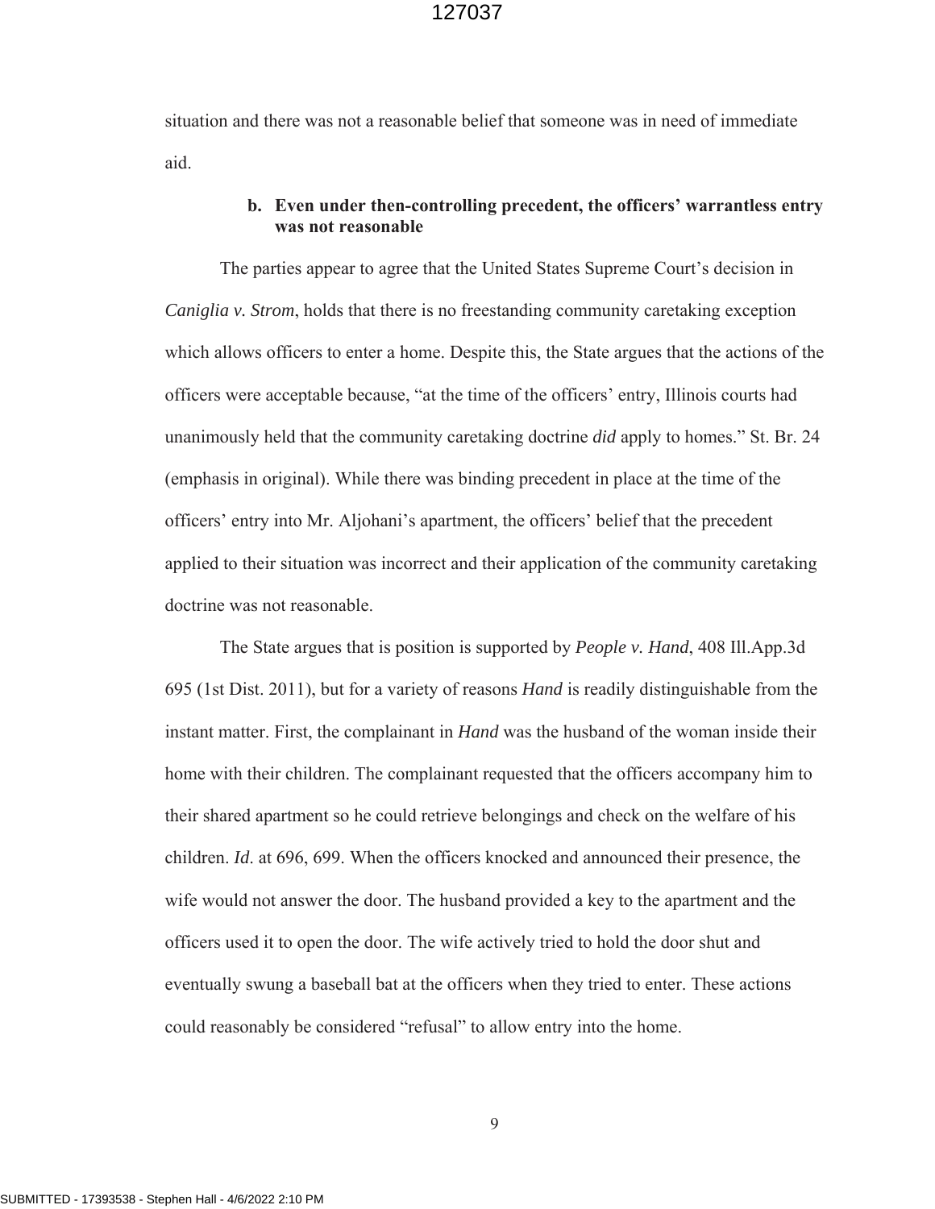situation and there was not a reasonable belief that someone was in need of immediate aid.

### b. Even under then-controlling precedent, the officers' warrantless entry was not reasonable

The parties appear to agree that the United States Supreme Court's decision in *Caniglia v. Strom*, holds that there is no freestanding community caretaking exception which allows officers to enter a home. Despite this, the State argues that the actions of the officers were acceptable because, "at the time of the officers' entry, Illinois courts had unanimously held that the community caretaking doctrine *did* apply to homes." St. Br. 24 (emphasis in original). While there was binding precedent in place at the time of the officers' entry into Mr. Aljohani's apartment, the officers' belief that the precedent applied to their situation was incorrect and their application of the community caretaking doctrine was not reasonable.

The State argues that is position is supported by *People v. Hand*, 408 Ill.App.3d 695 (1st Dist. 2011), but for a variety of reasons *Hand* is readily distinguishable from the instant matter. First, the complainant in *Hand* was the husband of the woman inside their home with their children. The complainant requested that the officers accompany him to their shared apartment so he could retrieve belongings and check on the welfare of his children. *Id.* at 696, 699. When the officers knocked and announced their presence, the wife would not answer the door. The husband provided a key to the apartment and the officers used it to open the door. The wife actively tried to hold the door shut and eventually swung a baseball bat at the officers when they tried to enter. These actions could reasonably be considered "refusal" to allow entry into the home.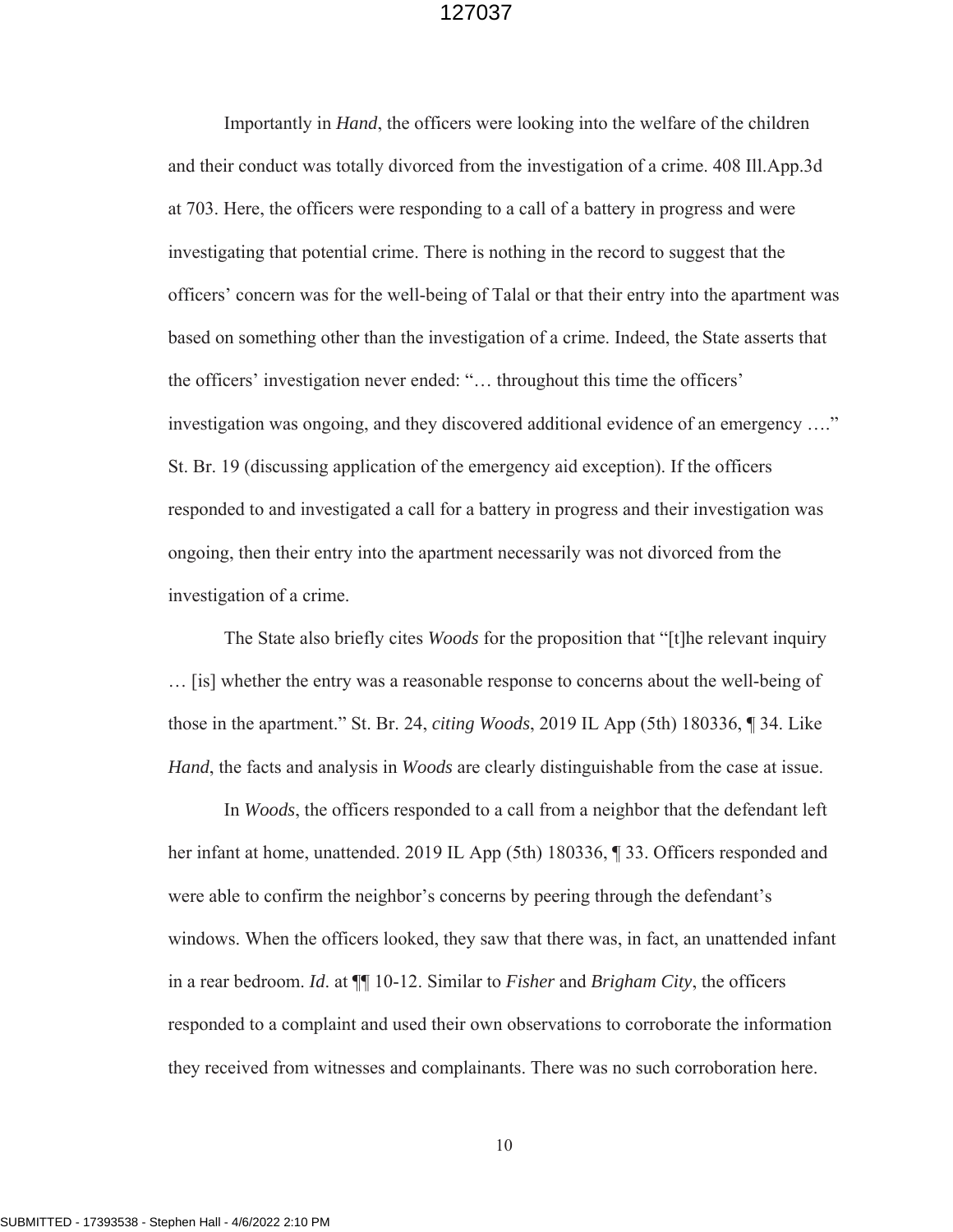Importantly in *Hand*, the officers were looking into the welfare of the children and their conduct was totally divorced from the investigation of a crime. 408 Ill.App.3d at 703. Here, the officers were responding to a call of a battery in progress and were investigating that potential crime. There is nothing in the record to suggest that the officers' concern was for the well-being of Talal or that their entry into the apartment was based on something other than the investigation of a crime. Indeed, the State asserts that the officers' investigation never ended: "… throughout this time the officers' investigation was ongoing, and they discovered additional evidence of an emergency …." St. Br. 19 (discussing application of the emergency aid exception). If the officers responded to and investigated a call for a battery in progress and their investigation was ongoing, then their entry into the apartment necessarily was not divorced from the investigation of a crime.

The State also briefly cites *Woods* for the proposition that "[t]he relevant inquiry … [is] whether the entry was a reasonable response to concerns about the well-being of those in the apartment." St. Br. 24, *citing Woods*, 2019 IL App (5th) 180336, ¶ 34. Like *Hand*, the facts and analysis in *Woods* are clearly distinguishable from the case at issue.

In *Woods*, the officers responded to a call from a neighbor that the defendant left her infant at home, unattended. 2019 IL App (5th) 180336, ¶ 33. Officers responded and were able to confirm the neighbor's concerns by peering through the defendant's windows. When the officers looked, they saw that there was, in fact, an unattended infant in a rear bedroom. *Id*. at ¶¶ 10-12. Similar to *Fisher* and *Brigham City*, the officers responded to a complaint and used their own observations to corroborate the information they received from witnesses and complainants. There was no such corroboration here.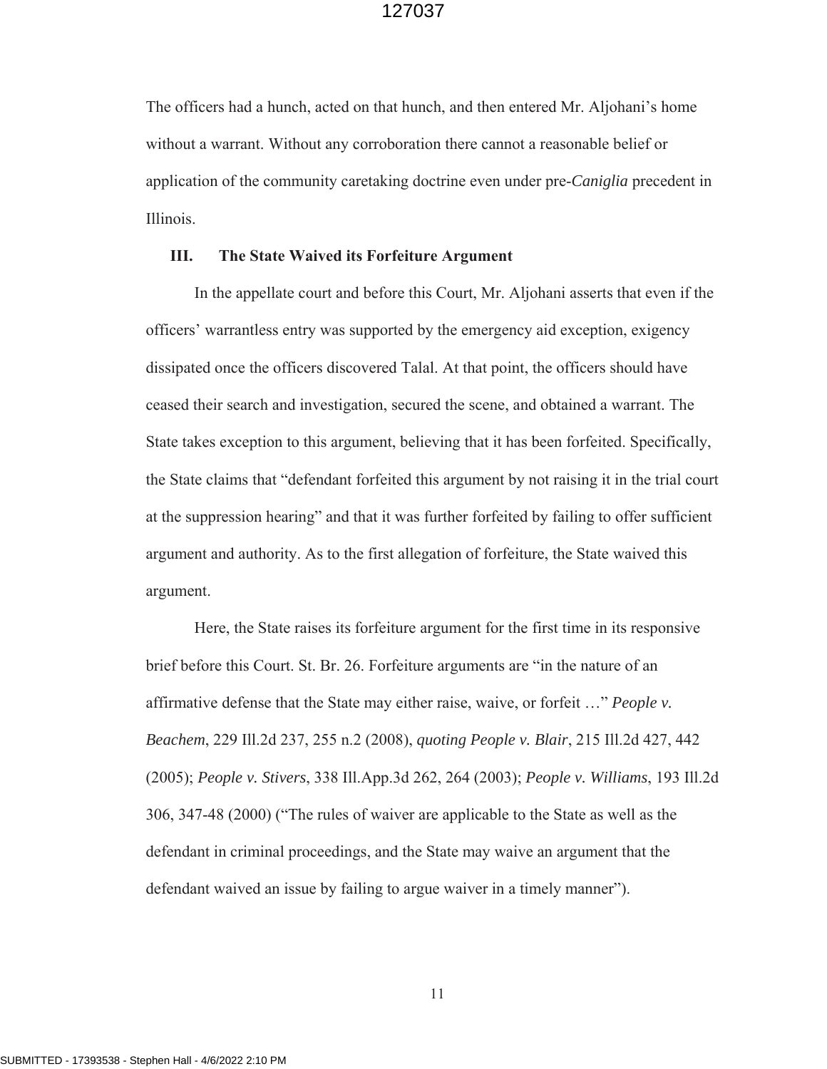The officers had a hunch, acted on that hunch, and then entered Mr. Aljohani's home without a warrant. Without any corroboration there cannot a reasonable belief or application of the community caretaking doctrine even under pre-*Caniglia* precedent in Illinois.

### III. The State Waived its Forfeiture Argument

In the appellate court and before this Court, Mr. Aljohani asserts that even if the officers' warrantless entry was supported by the emergency aid exception, exigency dissipated once the officers discovered Talal. At that point, the officers should have ceased their search and investigation, secured the scene, and obtained a warrant. The State takes exception to this argument, believing that it has been forfeited. Specifically, the State claims that "defendant forfeited this argument by not raising it in the trial court at the suppression hearing" and that it was further forfeited by failing to offer sufficient argument and authority. As to the first allegation of forfeiture, the State waived this argument.

Here, the State raises its forfeiture argument for the first time in its responsive brief before this Court. St. Br. 26. Forfeiture arguments are "in the nature of an affirmative defense that the State may either raise, waive, or forfeit …" *People v. Beachem*, 229 Ill.2d 237, 255 n.2 (2008), *quoting People v. Blair*, 215 Ill.2d 427, 442 (2005); *People v. Stivers*, 338 Ill.App.3d 262, 264 (2003); *People v. Williams*, 193 Ill.2d 306, 347-48 (2000) ("The rules of waiver are applicable to the State as well as the defendant in criminal proceedings, and the State may waive an argument that the defendant waived an issue by failing to argue waiver in a timely manner").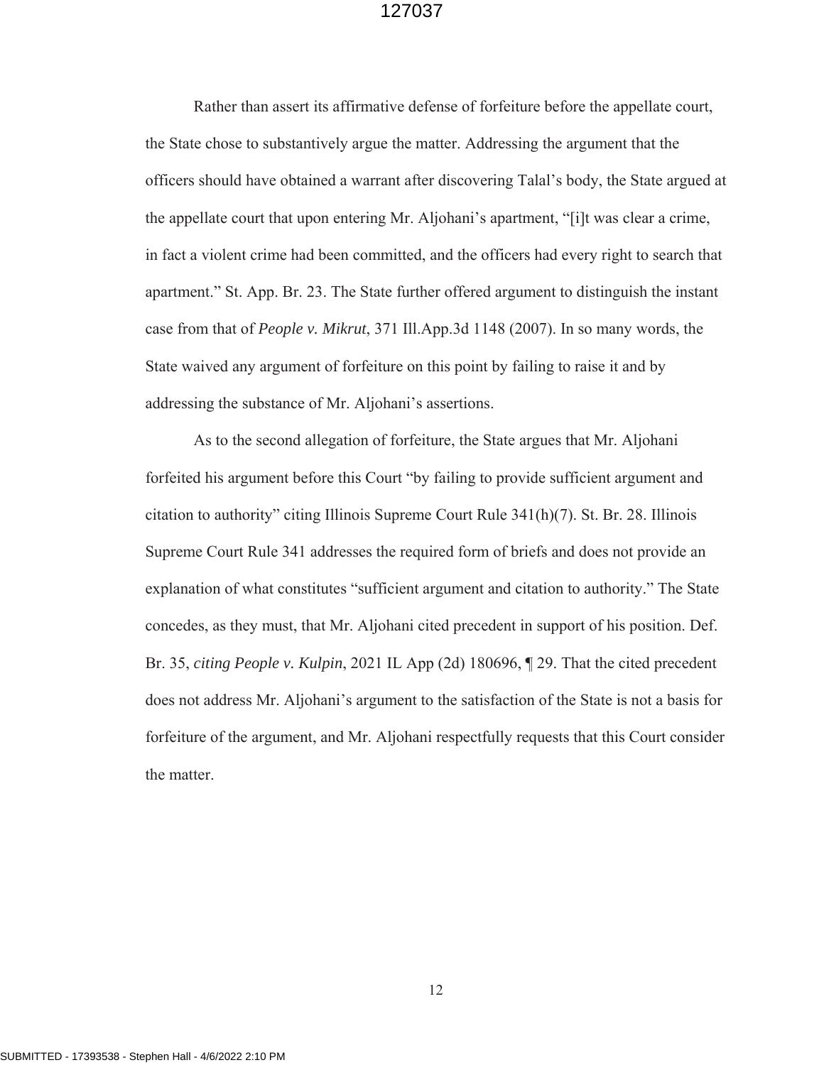Rather than assert its affirmative defense of forfeiture before the appellate court, the State chose to substantively argue the matter. Addressing the argument that the officers should have obtained a warrant after discovering Talal's body, the State argued at the appellate court that upon entering Mr. Aljohani's apartment, "[i]t was clear a crime, in fact a violent crime had been committed, and the officers had every right to search that apartment." St. App. Br. 23. The State further offered argument to distinguish the instant case from that of *People v. Mikrut*, 371 Ill.App.3d 1148 (2007). In so many words, the State waived any argument of forfeiture on this point by failing to raise it and by addressing the substance of Mr. Aljohani's assertions.

As to the second allegation of forfeiture, the State argues that Mr. Aljohani forfeited his argument before this Court "by failing to provide sufficient argument and citation to authority" citing Illinois Supreme Court Rule 341(h)(7). St. Br. 28. Illinois Supreme Court Rule 341 addresses the required form of briefs and does not provide an explanation of what constitutes "sufficient argument and citation to authority." The State concedes, as they must, that Mr. Aljohani cited precedent in support of his position. Def. Br. 35, *citing People v. Kulpin*, 2021 IL App (2d) 180696, ¶ 29. That the cited precedent does not address Mr. Aljohani's argument to the satisfaction of the State is not a basis for forfeiture of the argument, and Mr. Aljohani respectfully requests that this Court consider the matter.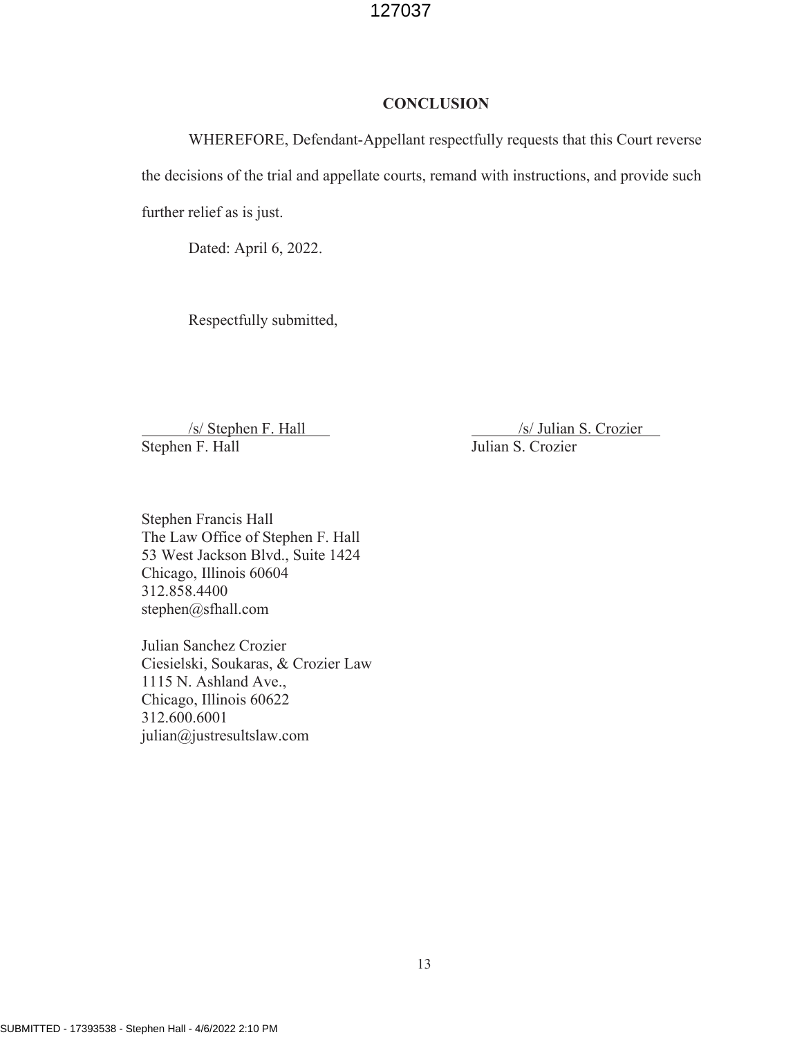## CONCLUSION

WHEREFORE, Defendant-Appellant respectfully requests that this Court reverse the decisions of the trial and appellate courts, remand with instructions, and provide such further relief as is just.

Dated: April 6, 2022.

Respectfully submitted,

/s/ Stephen F. Hall
Stephen F. Hall

/s/ Julian S. Crozier
Julian S. Crozier

Stephen Francis Hall
The Law Office of Stephen F. Hall
53 West Jackson Blvd., Suite 1424
Chicago, Illinois 60604
312.858.4400
stephen@sfhall.com

Julian Sanchez Crozier
Ciesielski, Soukaras, & Crozier Law
1115 N. Ashland Ave.,
Chicago, Illinois 60622
312.600.6001
julian@justresultslaw.com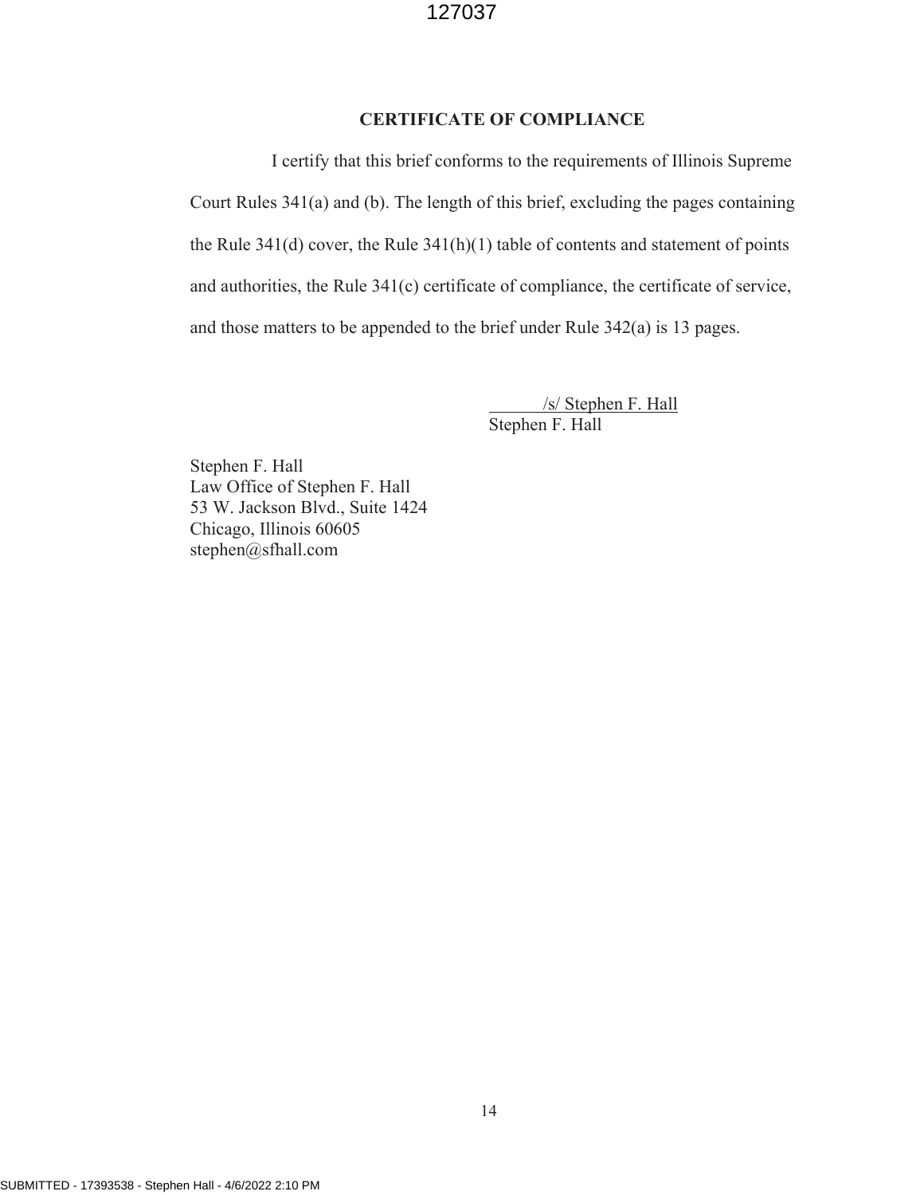## CERTIFICATE OF COMPLIANCE

I certify that this brief conforms to the requirements of Illinois Supreme Court Rules 341(a) and (b). The length of this brief, excluding the pages containing the Rule 341(d) cover, the Rule 341(h)(1) table of contents and statement of points and authorities, the Rule 341(c) certificate of compliance, the certificate of service, and those matters to be appended to the brief under Rule 342(a) is 13 pages.

/s/ Stephen F. Hall
Stephen F. Hall

Stephen F. Hall
Law Office of Stephen F. Hall
53 W. Jackson Blvd., Suite 1424
Chicago, Illinois 60605
stephen@sfhall.com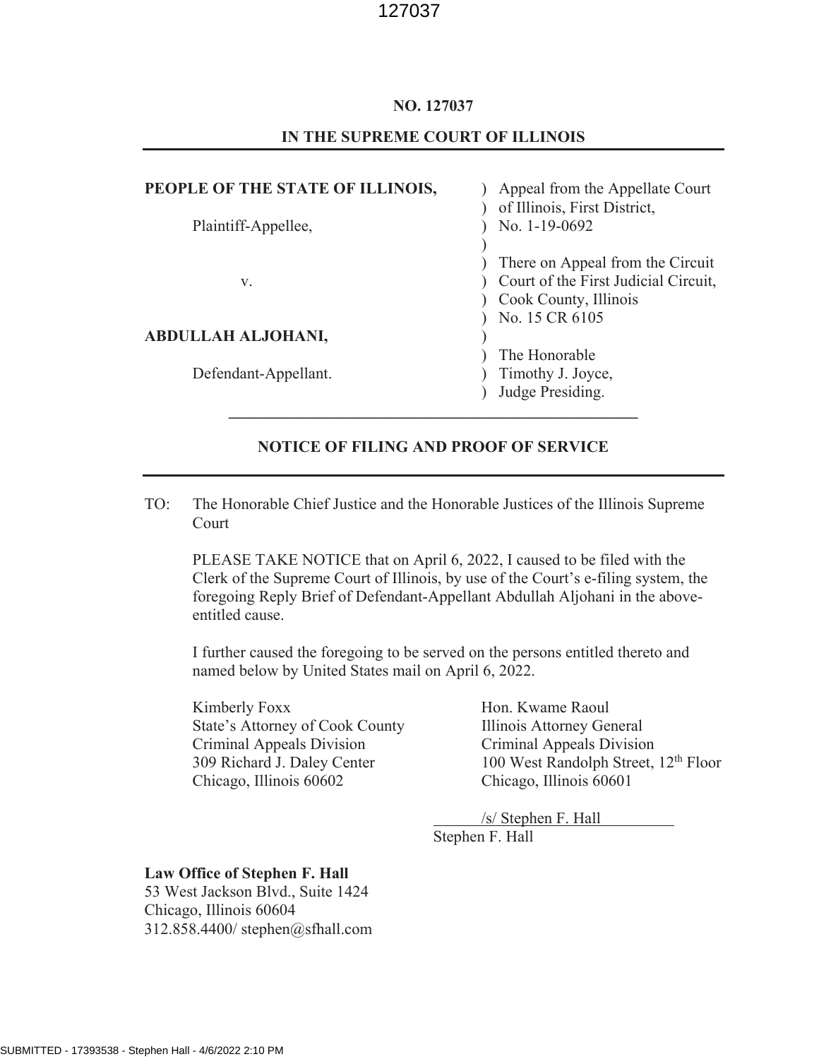**NO. 127037**

**IN THE SUPREME COURT OF ILLINOIS**

| | |
|---|---|
| **PEOPLE OF THE STATE OF ILLINOIS,** | ) Appeal from the Appellate Court |
| | ) of Illinois, First District, |
| Plaintiff-Appellee, | ) No. 1-19-0692 |
| | ) |
| | ) There on Appeal from the Circuit |
| v. | ) Court of the First Judicial Circuit, |
| | ) Cook County, Illinois |
| | ) No. 15 CR 6105 |
| **ABDULLAH ALJOHANI,** | ) |
| | ) The Honorable |
| Defendant-Appellant. | ) Timothy J. Joyce, |
| | ) Judge Presiding. |

**NOTICE OF FILING AND PROOF OF SERVICE**

TO: The Honorable Chief Justice and the Honorable Justices of the Illinois Supreme Court

PLEASE TAKE NOTICE that on April 6, 2022, I caused to be filed with the Clerk of the Supreme Court of Illinois, by use of the Court's e-filing system, the foregoing Reply Brief of Defendant-Appellant Abdullah Aljohani in the above-entitled cause.

I further caused the foregoing to be served on the persons entitled thereto and named below by United States mail on April 6, 2022.

Kimberly Foxx
State's Attorney of Cook County
Criminal Appeals Division
309 Richard J. Daley Center
Chicago, Illinois 60602

Hon. Kwame Raoul
Illinois Attorney General
Criminal Appeals Division
100 West Randolph Street, 12th Floor
Chicago, Illinois 60601

/s/ Stephen F. Hall
Stephen F. Hall

**Law Office of Stephen F. Hall**
53 West Jackson Blvd., Suite 1424
Chicago, Illinois 60604
312.858.4400/ stephen@sfhall.com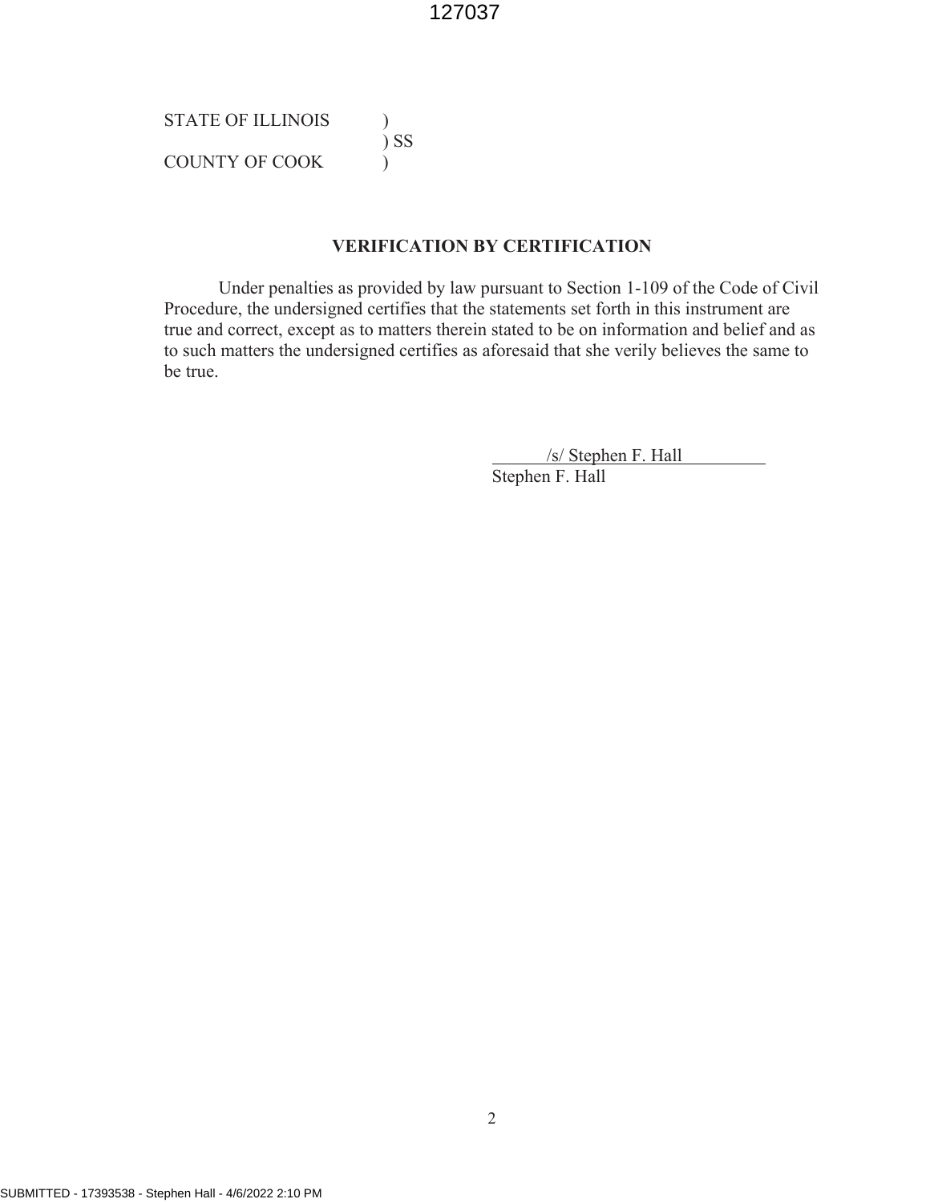STATE OF ILLINOIS )
) SS
COUNTY OF COOK )

**VERIFICATION BY CERTIFICATION**

Under penalties as provided by law pursuant to Section 1-109 of the Code of Civil Procedure, the undersigned certifies that the statements set forth in this instrument are true and correct, except as to matters therein stated to be on information and belief and as to such matters the undersigned certifies as aforesaid that she verily believes the same to be true.

/s/ Stephen F. Hall
Stephen F. Hall